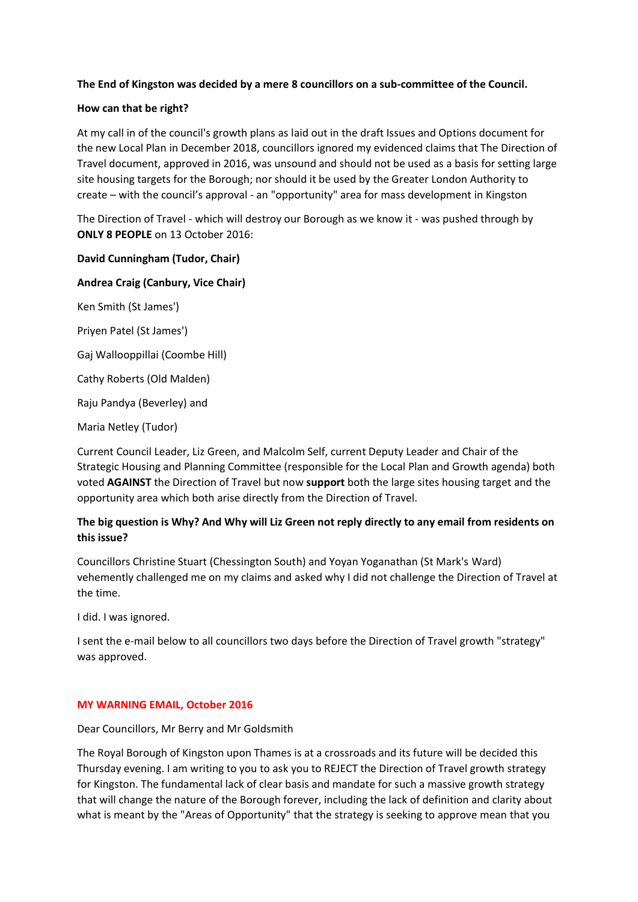**The End of Kingston was decided by a mere 8 councillors on a sub-committee of the Council.**

**How can that be right?**

At my call in of the council's growth plans as laid out in the draft Issues and Options document for the new Local Plan in December 2018, councillors ignored my evidenced claims that The Direction of Travel document, approved in 2016, was unsound and should not be used as a basis for setting large site housing targets for the Borough; nor should it be used by the Greater London Authority to create – with the council's approval - an "opportunity" area for mass development in Kingston

The Direction of Travel - which will destroy our Borough as we know it - was pushed through by **ONLY 8 PEOPLE** on 13 October 2016:

**David Cunningham (Tudor, Chair)**

**Andrea Craig (Canbury, Vice Chair)**

Ken Smith (St James')

Priyen Patel (St James')

Gaj Wallooppillai (Coombe Hill)

Cathy Roberts (Old Malden)

Raju Pandya (Beverley) and

Maria Netley (Tudor)

Current Council Leader, Liz Green, and Malcolm Self, current Deputy Leader and Chair of the Strategic Housing and Planning Committee (responsible for the Local Plan and Growth agenda) both voted **AGAINST** the Direction of Travel but now **support** both the large sites housing target and the opportunity area which both arise directly from the Direction of Travel.

**The big question is Why? And Why will Liz Green not reply directly to any email from residents on this issue?**

Councillors Christine Stuart (Chessington South) and Yoyan Yoganathan (St Mark's Ward) vehemently challenged me on my claims and asked why I did not challenge the Direction of Travel at the time.

I did. I was ignored.

I sent the e-mail below to all councillors two days before the Direction of Travel growth "strategy" was approved.

**MY WARNING EMAIL, October 2016**

Dear Councillors, Mr Berry and Mr Goldsmith

The Royal Borough of Kingston upon Thames is at a crossroads and its future will be decided this Thursday evening. I am writing to you to ask you to REJECT the Direction of Travel growth strategy for Kingston. The fundamental lack of clear basis and mandate for such a massive growth strategy that will change the nature of the Borough forever, including the lack of definition and clarity about what is meant by the "Areas of Opportunity" that the strategy is seeking to approve mean that you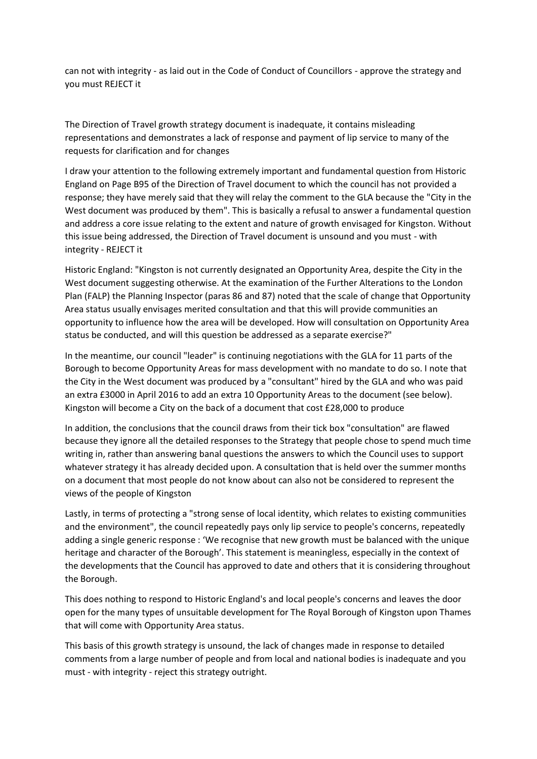can not with integrity - as laid out in the Code of Conduct of Councillors - approve the strategy and you must REJECT it

The Direction of Travel growth strategy document is inadequate, it contains misleading representations and demonstrates a lack of response and payment of lip service to many of the requests for clarification and for changes

I draw your attention to the following extremely important and fundamental question from Historic England on Page B95 of the Direction of Travel document to which the council has not provided a response; they have merely said that they will relay the comment to the GLA because the "City in the West document was produced by them". This is basically a refusal to answer a fundamental question and address a core issue relating to the extent and nature of growth envisaged for Kingston. Without this issue being addressed, the Direction of Travel document is unsound and you must - with integrity - REJECT it

Historic England: "Kingston is not currently designated an Opportunity Area, despite the City in the West document suggesting otherwise. At the examination of the Further Alterations to the London Plan (FALP) the Planning Inspector (paras 86 and 87) noted that the scale of change that Opportunity Area status usually envisages merited consultation and that this will provide communities an opportunity to influence how the area will be developed. How will consultation on Opportunity Area status be conducted, and will this question be addressed as a separate exercise?"

In the meantime, our council "leader" is continuing negotiations with the GLA for 11 parts of the Borough to become Opportunity Areas for mass development with no mandate to do so. I note that the City in the West document was produced by a "consultant" hired by the GLA and who was paid an extra £3000 in April 2016 to add an extra 10 Opportunity Areas to the document (see below). Kingston will become a City on the back of a document that cost £28,000 to produce

In addition, the conclusions that the council draws from their tick box "consultation" are flawed because they ignore all the detailed responses to the Strategy that people chose to spend much time writing in, rather than answering banal questions the answers to which the Council uses to support whatever strategy it has already decided upon. A consultation that is held over the summer months on a document that most people do not know about can also not be considered to represent the views of the people of Kingston

Lastly, in terms of protecting a "strong sense of local identity, which relates to existing communities and the environment", the council repeatedly pays only lip service to people's concerns, repeatedly adding a single generic response : 'We recognise that new growth must be balanced with the unique heritage and character of the Borough'. This statement is meaningless, especially in the context of the developments that the Council has approved to date and others that it is considering throughout the Borough.

This does nothing to respond to Historic England's and local people's concerns and leaves the door open for the many types of unsuitable development for The Royal Borough of Kingston upon Thames that will come with Opportunity Area status.

This basis of this growth strategy is unsound, the lack of changes made in response to detailed comments from a large number of people and from local and national bodies is inadequate and you must - with integrity - reject this strategy outright.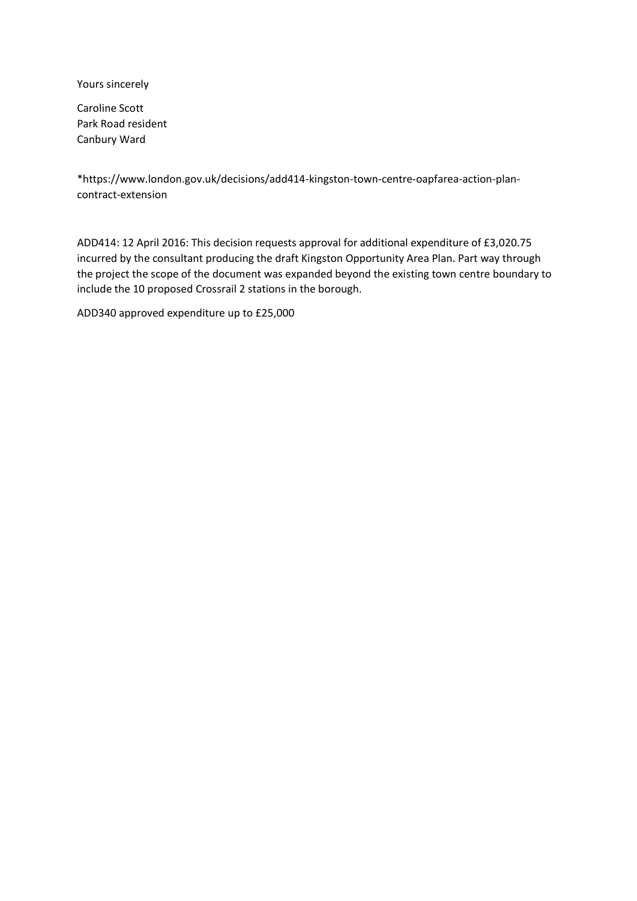Yours sincerely

Caroline Scott
Park Road resident
Canbury Ward

*https://www.london.gov.uk/decisions/add414-kingston-town-centre-oapfarea-action-plan-contract-extension

ADD414: 12 April 2016: This decision requests approval for additional expenditure of £3,020.75 incurred by the consultant producing the draft Kingston Opportunity Area Plan. Part way through the project the scope of the document was expanded beyond the existing town centre boundary to include the 10 proposed Crossrail 2 stations in the borough.

ADD340 approved expenditure up to £25,000